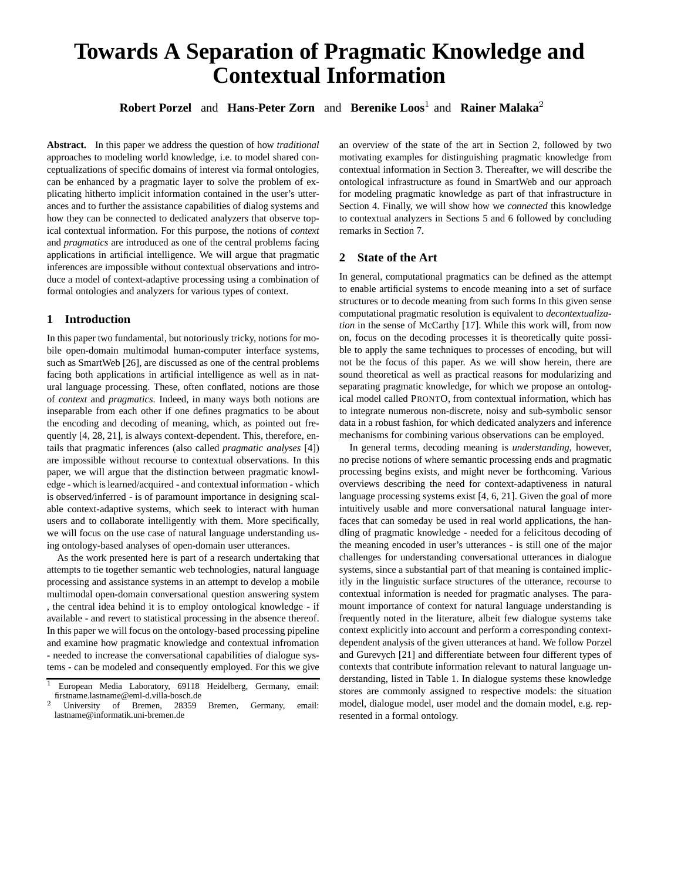# Towards A Separation of Pragmatic Knowledge and Contextual Information

**Robert Porzel** and **Hans-Peter Zorn** and **Berenike Loos**[1] and **Rainer Malaka**[2]

**Abstract.** In this paper we address the question of how *traditional* approaches to modeling world knowledge, i.e. to model shared conceptualizations of specific domains of interest via formal ontologies, can be enhanced by a pragmatic layer to solve the problem of explicating hitherto implicit information contained in the user's utterances and to further the assistance capabilities of dialog systems and how they can be connected to dedicated analyzers that observe topical contextual information. For this purpose, the notions of *context* and *pragmatics* are introduced as one of the central problems facing applications in artificial intelligence. We will argue that pragmatic inferences are impossible without contextual observations and introduce a model of context-adaptive processing using a combination of formal ontologies and analyzers for various types of context.

## 1 Introduction

In this paper two fundamental, but notoriously tricky, notions for mobile open-domain multimodal human-computer interface systems, such as SmartWeb [26], are discussed as one of the central problems facing both applications in artificial intelligence as well as in natural language processing. These, often conflated, notions are those of *context* and *pragmatics*. Indeed, in many ways both notions are inseparable from each other if one defines pragmatics to be about the encoding and decoding of meaning, which, as pointed out frequently [4, 28, 21], is always context-dependent. This, therefore, entails that pragmatic inferences (also called *pragmatic analyses* [4]) are impossible without recourse to contextual observations. In this paper, we will argue that the distinction between pragmatic knowledge - which is learned/acquired - and contextual information - which is observed/inferred - is of paramount importance in designing scalable context-adaptive systems, which seek to interact with human users and to collaborate intelligently with them. More specifically, we will focus on the use case of natural language understanding using ontology-based analyses of open-domain user utterances.

As the work presented here is part of a research undertaking that attempts to tie together semantic web technologies, natural language processing and assistance systems in an attempt to develop a mobile multimodal open-domain conversational question answering system , the central idea behind it is to employ ontological knowledge - if available - and revert to statistical processing in the absence thereof. In this paper we will focus on the ontology-based processing pipeline and examine how pragmatic knowledge and contextual infromation - needed to increase the conversational capabilities of dialogue systems - can be modeled and consequently employed. For this we give an overview of the state of the art in Section 2, followed by two motivating examples for distinguishing pragmatic knowledge from contextual information in Section 3. Thereafter, we will describe the ontological infrastructure as found in SmartWeb and our approach for modeling pragmatic knowledge as part of that infrastructure in Section 4. Finally, we will show how we *connected* this knowledge to contextual analyzers in Sections 5 and 6 followed by concluding remarks in Section 7.

## 2 State of the Art

In general, computational pragmatics can be defined as the attempt to enable artificial systems to encode meaning into a set of surface structures or to decode meaning from such forms In this given sense computational pragmatic resolution is equivalent to *decontextualization* in the sense of McCarthy [17]. While this work will, from now on, focus on the decoding processes it is theoretically quite possible to apply the same techniques to processes of encoding, but will not be the focus of this paper. As we will show herein, there are sound theoretical as well as practical reasons for modularizing and separating pragmatic knowledge, for which we propose an ontological model called PRONTO, from contextual information, which has to integrate numerous non-discrete, noisy and sub-symbolic sensor data in a robust fashion, for which dedicated analyzers and inference mechanisms for combining various observations can be employed.

In general terms, decoding meaning is *understanding*, however, no precise notions of where semantic processing ends and pragmatic processing begins exists, and might never be forthcoming. Various overviews describing the need for context-adaptiveness in natural language processing systems exist [4, 6, 21]. Given the goal of more intuitively usable and more conversational natural language interfaces that can someday be used in real world applications, the handling of pragmatic knowledge - needed for a felicitous decoding of the meaning encoded in user's utterances - is still one of the major challenges for understanding conversational utterances in dialogue systems, since a substantial part of that meaning is contained implicitly in the linguistic surface structures of the utterance, recourse to contextual information is needed for pragmatic analyses. The paramount importance of context for natural language understanding is frequently noted in the literature, albeit few dialogue systems take context explicitly into account and perform a corresponding context-dependent analysis of the given utterances at hand. We follow Porzel and Gurevych [21] and differentiate between four different types of contexts that contribute information relevant to natural language understanding, listed in Table 1. In dialogue systems these knowledge stores are commonly assigned to respective models: the situation model, dialogue model, user model and the domain model, e.g. represented in a formal ontology.

[1] European Media Laboratory, 69118 Heidelberg, Germany, email: firstname.lastname@eml-d.villa-bosch.de

[2] University of Bremen, 28359 Bremen, Germany, email: lastname@informatik.uni-bremen.de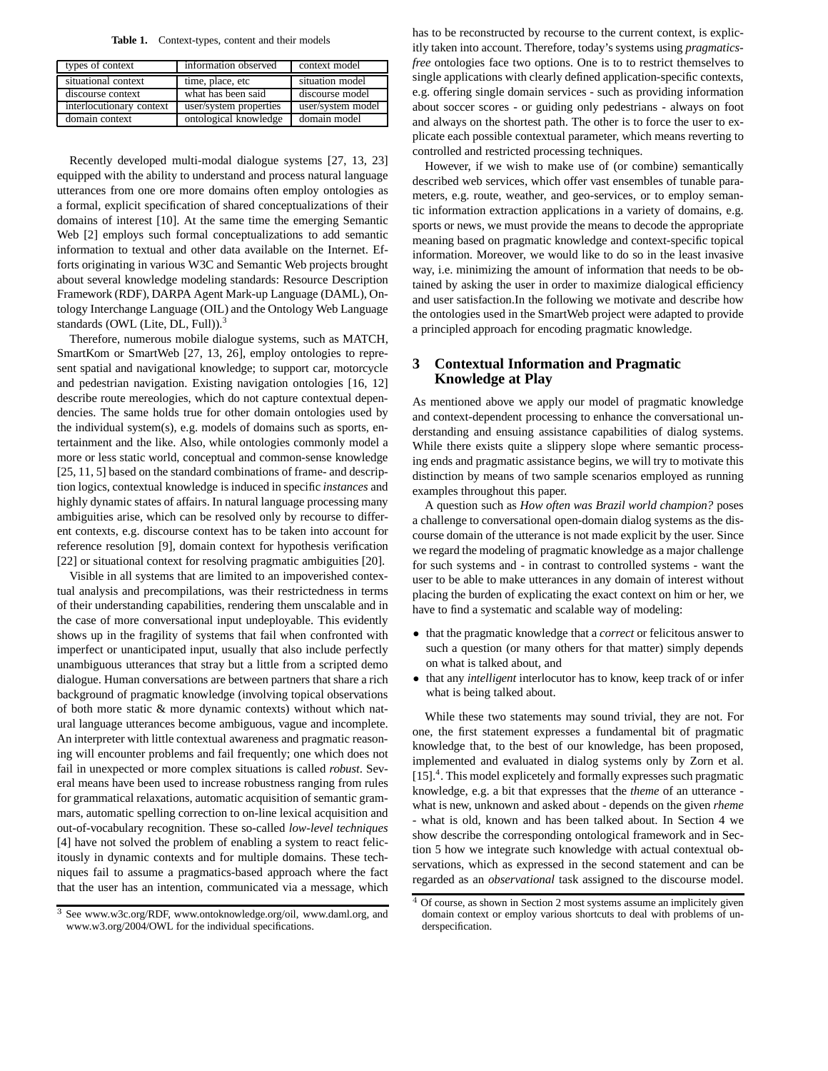**Table 1.** Context-types, content and their models

| types of context | information observed | context model |
|---|---|---|
| situational context | time, place, etc | situation model |
| discourse context | what has been said | discourse model |
| interlocutionary context | user/system properties | user/system model |
| domain context | ontological knowledge | domain model |

Recently developed multi-modal dialogue systems [27, 13, 23] equipped with the ability to understand and process natural language utterances from one ore more domains often employ ontologies as a formal, explicit specification of shared conceptualizations of their domains of interest [10]. At the same time the emerging Semantic Web [2] employs such formal conceptualizations to add semantic information to textual and other data available on the Internet. Efforts originating in various W3C and Semantic Web projects brought about several knowledge modeling standards: Resource Description Framework (RDF), DARPA Agent Mark-up Language (DAML), Ontology Interchange Language (OIL) and the Ontology Web Language standards (OWL (Lite, DL, Full)).[3]

Therefore, numerous mobile dialogue systems, such as MATCH, SmartKom or SmartWeb [27, 13, 26], employ ontologies to represent spatial and navigational knowledge; to support car, motorcycle and pedestrian navigation. Existing navigation ontologies [16, 12] describe route mereologies, which do not capture contextual dependencies. The same holds true for other domain ontologies used by the individual system(s), e.g. models of domains such as sports, entertainment and the like. Also, while ontologies commonly model a more or less static world, conceptual and common-sense knowledge [25, 11, 5] based on the standard combinations of frame- and description logics, contextual knowledge is induced in specific *instances* and highly dynamic states of affairs. In natural language processing many ambiguities arise, which can be resolved only by recourse to different contexts, e.g. discourse context has to be taken into account for reference resolution [9], domain context for hypothesis verification [22] or situational context for resolving pragmatic ambiguities [20].

Visible in all systems that are limited to an impoverished contextual analysis and precompilations, was their restrictedness in terms of their understanding capabilities, rendering them unscalable and in the case of more conversational input undeployable. This evidently shows up in the fragility of systems that fail when confronted with imperfect or unanticipated input, usually that also include perfectly unambiguous utterances that stray but a little from a scripted demo dialogue. Human conversations are between partners that share a rich background of pragmatic knowledge (involving topical observations of both more static & more dynamic contexts) without which natural language utterances become ambiguous, vague and incomplete. An interpreter with little contextual awareness and pragmatic reasoning will encounter problems and fail frequently; one which does not fail in unexpected or more complex situations is called *robust*. Several means have been used to increase robustness ranging from rules for grammatical relaxations, automatic acquisition of semantic grammars, automatic spelling correction to on-line lexical acquisition and out-of-vocabulary recognition. These so-called *low-level techniques* [4] have not solved the problem of enabling a system to react felicitously in dynamic contexts and for multiple domains. These techniques fail to assume a pragmatics-based approach where the fact that the user has an intention, communicated via a message, which has to be reconstructed by recourse to the current context, is explicitly taken into account. Therefore, today's systems using *pragmatics-free* ontologies face two options. One is to to restrict themselves to single applications with clearly defined application-specific contexts, e.g. offering single domain services - such as providing information about soccer scores - or guiding only pedestrians - always on foot and always on the shortest path. The other is to force the user to explicate each possible contextual parameter, which means reverting to controlled and restricted processing techniques.

However, if we wish to make use of (or combine) semantically described web services, which offer vast ensembles of tunable parameters, e.g. route, weather, and geo-services, or to employ semantic information extraction applications in a variety of domains, e.g. sports or news, we must provide the means to decode the appropriate meaning based on pragmatic knowledge and context-specific topical information. Moreover, we would like to do so in the least invasive way, i.e. minimizing the amount of information that needs to be obtained by asking the user in order to maximize dialogical efficiency and user satisfaction.In the following we motivate and describe how the ontologies used in the SmartWeb project were adapted to provide a principled approach for encoding pragmatic knowledge.

## 3 Contextual Information and Pragmatic Knowledge at Play

As mentioned above we apply our model of pragmatic knowledge and context-dependent processing to enhance the conversational understanding and ensuing assistance capabilities of dialog systems. While there exists quite a slippery slope where semantic processing ends and pragmatic assistance begins, we will try to motivate this distinction by means of two sample scenarios employed as running examples throughout this paper.

A question such as *How often was Brazil world champion?* poses a challenge to conversational open-domain dialog systems as the discourse domain of the utterance is not made explicit by the user. Since we regard the modeling of pragmatic knowledge as a major challenge for such systems and - in contrast to controlled systems - want the user to be able to make utterances in any domain of interest without placing the burden of explicating the exact context on him or her, we have to find a systematic and scalable way of modeling:

- that the pragmatic knowledge that a *correct* or felicitous answer to such a question (or many others for that matter) simply depends on what is talked about, and
- that any *intelligent* interlocutor has to know, keep track of or infer what is being talked about.

While these two statements may sound trivial, they are not. For one, the first statement expresses a fundamental bit of pragmatic knowledge that, to the best of our knowledge, has been proposed, implemented and evaluated in dialog systems only by Zorn et al. [15].[4]. This model explicetely and formally expresses such pragmatic knowledge, e.g. a bit that expresses that the *theme* of an utterance - what is new, unknown and asked about - depends on the given *rheme* - what is old, known and has been talked about. In Section 4 we show describe the corresponding ontological framework and in Section 5 how we integrate such knowledge with actual contextual observations, which as expressed in the second statement and can be regarded as an *observational* task assigned to the discourse model.

[3] See www.w3c.org/RDF, www.ontoknowledge.org/oil, www.daml.org, and www.w3.org/2004/OWL for the individual specifications.

[4] Of course, as shown in Section 2 most systems assume an implicitely given domain context or employ various shortcuts to deal with problems of underspecification.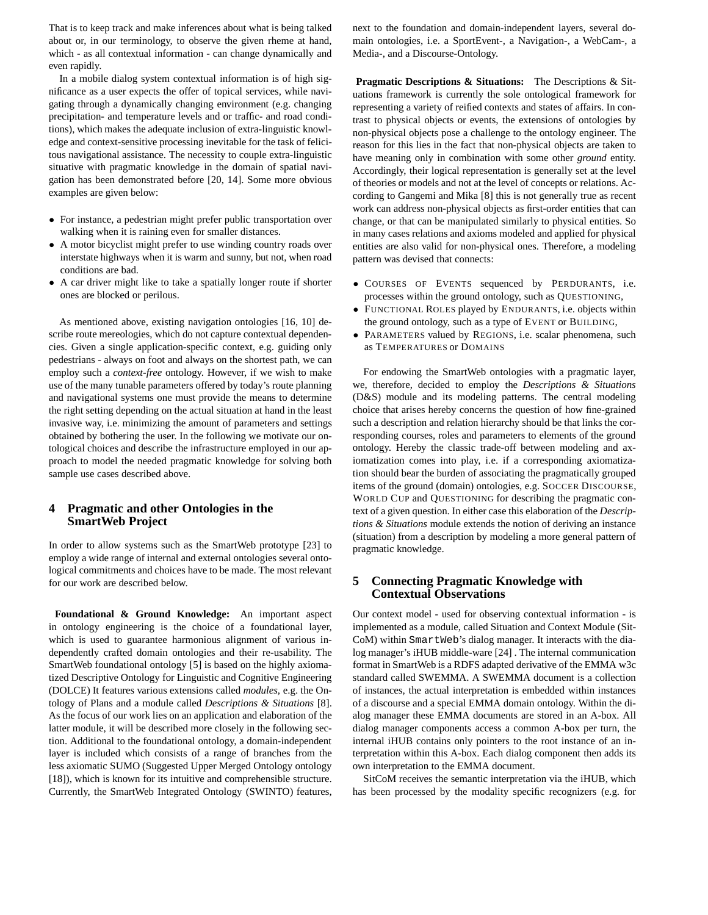That is to keep track and make inferences about what is being talked about or, in our terminology, to observe the given rheme at hand, which - as all contextual information - can change dynamically and even rapidly.

In a mobile dialog system contextual information is of high significance as a user expects the offer of topical services, while navigating through a dynamically changing environment (e.g. changing precipitation- and temperature levels and or traffic- and road conditions), which makes the adequate inclusion of extra-linguistic knowledge and context-sensitive processing inevitable for the task of felicitous navigational assistance. The necessity to couple extra-linguistic situative with pragmatic knowledge in the domain of spatial navigation has been demonstrated before [20, 14]. Some more obvious examples are given below:

- For instance, a pedestrian might prefer public transportation over walking when it is raining even for smaller distances.
- A motor bicyclist might prefer to use winding country roads over interstate highways when it is warm and sunny, but not, when road conditions are bad.
- A car driver might like to take a spatially longer route if shorter ones are blocked or perilous.

As mentioned above, existing navigation ontologies [16, 10] describe route mereologies, which do not capture contextual dependencies. Given a single application-specific context, e.g. guiding only pedestrians - always on foot and always on the shortest path, we can employ such a *context-free* ontology. However, if we wish to make use of the many tunable parameters offered by today's route planning and navigational systems one must provide the means to determine the right setting depending on the actual situation at hand in the least invasive way, i.e. minimizing the amount of parameters and settings obtained by bothering the user. In the following we motivate our ontological choices and describe the infrastructure employed in our approach to model the needed pragmatic knowledge for solving both sample use cases described above.

## 4 Pragmatic and other Ontologies in the SmartWeb Project

In order to allow systems such as the SmartWeb prototype [23] to employ a wide range of internal and external ontologies several ontological commitments and choices have to be made. The most relevant for our work are described below.

**Foundational & Ground Knowledge:** An important aspect in ontology engineering is the choice of a foundational layer, which is used to guarantee harmonious alignment of various independently crafted domain ontologies and their re-usability. The SmartWeb foundational ontology [5] is based on the highly axiomatized Descriptive Ontology for Linguistic and Cognitive Engineering (DOLCE) It features various extensions called *modules*, e.g. the Ontology of Plans and a module called *Descriptions & Situations* [8]. As the focus of our work lies on an application and elaboration of the latter module, it will be described more closely in the following section. Additional to the foundational ontology, a domain-independent layer is included which consists of a range of branches from the less axiomatic SUMO (Suggested Upper Merged Ontology ontology [18]), which is known for its intuitive and comprehensible structure. Currently, the SmartWeb Integrated Ontology (SWINTO) features, next to the foundation and domain-independent layers, several domain ontologies, i.e. a SportEvent-, a Navigation-, a WebCam-, a Media-, and a Discourse-Ontology.

**Pragmatic Descriptions & Situations:** The Descriptions & Situations framework is currently the sole ontological framework for representing a variety of reified contexts and states of affairs. In contrast to physical objects or events, the extensions of ontologies by non-physical objects pose a challenge to the ontology engineer. The reason for this lies in the fact that non-physical objects are taken to have meaning only in combination with some other *ground* entity. Accordingly, their logical representation is generally set at the level of theories or models and not at the level of concepts or relations. According to Gangemi and Mika [8] this is not generally true as recent work can address non-physical objects as first-order entities that can change, or that can be manipulated similarly to physical entities. So in many cases relations and axioms modeled and applied for physical entities are also valid for non-physical ones. Therefore, a modeling pattern was devised that connects:

- COURSES OF EVENTS sequenced by PERDURANTS, i.e. processes within the ground ontology, such as QUESTIONING,
- FUNCTIONAL ROLES played by ENDURANTS, i.e. objects within the ground ontology, such as a type of EVENT or BUILDING,
- PARAMETERS valued by REGIONS, i.e. scalar phenomena, such as TEMPERATURES or DOMAINS

For endowing the SmartWeb ontologies with a pragmatic layer, we, therefore, decided to employ the *Descriptions & Situations* (D&S) module and its modeling patterns. The central modeling choice that arises hereby concerns the question of how fine-grained such a description and relation hierarchy should be that links the corresponding courses, roles and parameters to elements of the ground ontology. Hereby the classic trade-off between modeling and axiomatization comes into play, i.e. if a corresponding axiomatization should bear the burden of associating the pragmatically grouped items of the ground (domain) ontologies, e.g. SOCCER DISCOURSE, WORLD CUP and QUESTIONING for describing the pragmatic context of a given question. In either case this elaboration of the *Descriptions & Situations* module extends the notion of deriving an instance (situation) from a description by modeling a more general pattern of pragmatic knowledge.

## 5 Connecting Pragmatic Knowledge with Contextual Observations

Our context model - used for observing contextual information - is implemented as a module, called Situation and Context Module (SitCoM) within `SmartWeb`'s dialog manager. It interacts with the dialog manager's iHUB middle-ware [24] . The internal communication format in SmartWeb is a RDFS adapted derivative of the EMMA w3c standard called SWEMMA. A SWEMMA document is a collection of instances, the actual interpretation is embedded within instances of a discourse and a special EMMA domain ontology. Within the dialog manager these EMMA documents are stored in an A-box. All dialog manager components access a common A-box per turn, the internal iHUB contains only pointers to the root instance of an interpretation within this A-box. Each dialog component then adds its own interpretation to the EMMA document.

SitCoM receives the semantic interpretation via the iHUB, which has been processed by the modality specific recognizers (e.g. for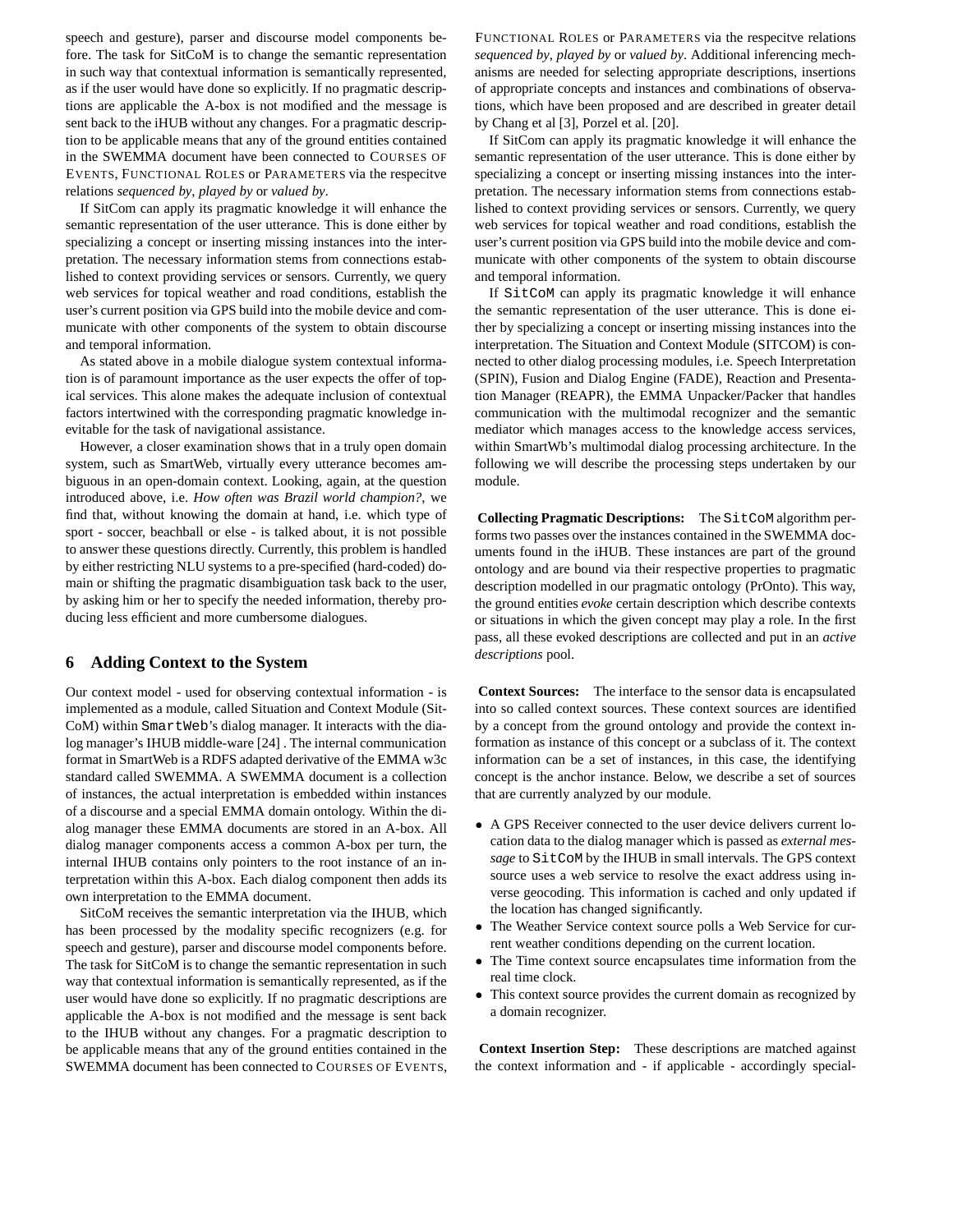speech and gesture), parser and discourse model components before. The task for SitCoM is to change the semantic representation in such way that contextual information is semantically represented, as if the user would have done so explicitly. If no pragmatic descriptions are applicable the A-box is not modified and the message is sent back to the iHUB without any changes. For a pragmatic description to be applicable means that any of the ground entities contained in the SWEMMA document have been connected to COURSES OF EVENTS, FUNCTIONAL ROLES or PARAMETERS via the respecitve relations *sequenced by*, *played by* or *valued by*.

If SitCom can apply its pragmatic knowledge it will enhance the semantic representation of the user utterance. This is done either by specializing a concept or inserting missing instances into the interpretation. The necessary information stems from connections established to context providing services or sensors. Currently, we query web services for topical weather and road conditions, establish the user's current position via GPS build into the mobile device and communicate with other components of the system to obtain discourse and temporal information.

As stated above in a mobile dialogue system contextual information is of paramount importance as the user expects the offer of topical services. This alone makes the adequate inclusion of contextual factors intertwined with the corresponding pragmatic knowledge inevitable for the task of navigational assistance.

However, a closer examination shows that in a truly open domain system, such as SmartWeb, virtually every utterance becomes ambiguous in an open-domain context. Looking, again, at the question introduced above, i.e. *How often was Brazil world champion?*, we find that, without knowing the domain at hand, i.e. which type of sport - soccer, beachball or else - is talked about, it is not possible to answer these questions directly. Currently, this problem is handled by either restricting NLU systems to a pre-specified (hard-coded) domain or shifting the pragmatic disambiguation task back to the user, by asking him or her to specify the needed information, thereby producing less efficient and more cumbersome dialogues.

## 6 Adding Context to the System

Our context model - used for observing contextual information - is implemented as a module, called Situation and Context Module (SitCoM) within `SmartWeb`'s dialog manager. It interacts with the dialog manager's IHUB middle-ware [24] . The internal communication format in SmartWeb is a RDFS adapted derivative of the EMMA w3c standard called SWEMMA. A SWEMMA document is a collection of instances, the actual interpretation is embedded within instances of a discourse and a special EMMA domain ontology. Within the dialog manager these EMMA documents are stored in an A-box. All dialog manager components access a common A-box per turn, the internal IHUB contains only pointers to the root instance of an interpretation within this A-box. Each dialog component then adds its own interpretation to the EMMA document.

SitCoM receives the semantic interpretation via the IHUB, which has been processed by the modality specific recognizers (e.g. for speech and gesture), parser and discourse model components before. The task for SitCoM is to change the semantic representation in such way that contextual information is semantically represented, as if the user would have done so explicitly. If no pragmatic descriptions are applicable the A-box is not modified and the message is sent back to the IHUB without any changes. For a pragmatic description to be applicable means that any of the ground entities contained in the SWEMMA document has been connected to COURSES OF EVENTS, FUNCTIONAL ROLES or PARAMETERS via the respecitve relations *sequenced by*, *played by* or *valued by*. Additional inferencing mechanisms are needed for selecting appropriate descriptions, insertions of appropriate concepts and instances and combinations of observations, which have been proposed and are described in greater detail by Chang et al [3], Porzel et al. [20].

If SitCom can apply its pragmatic knowledge it will enhance the semantic representation of the user utterance. This is done either by specializing a concept or inserting missing instances into the interpretation. The necessary information stems from connections established to context providing services or sensors. Currently, we query web services for topical weather and road conditions, establish the user's current position via GPS build into the mobile device and communicate with other components of the system to obtain discourse and temporal information.

If `SitCoM` can apply its pragmatic knowledge it will enhance the semantic representation of the user utterance. This is done either by specializing a concept or inserting missing instances into the interpretation. The Situation and Context Module (SITCOM) is connected to other dialog processing modules, i.e. Speech Interpretation (SPIN), Fusion and Dialog Engine (FADE), Reaction and Presentation Manager (REAPR), the EMMA Unpacker/Packer that handles communication with the multimodal recognizer and the semantic mediator which manages access to the knowledge access services, within SmartWb's multimodal dialog processing architecture. In the following we will describe the processing steps undertaken by our module.

**Collecting Pragmatic Descriptions:** The `SitCoM` algorithm performs two passes over the instances contained in the SWEMMA documents found in the iHUB. These instances are part of the ground ontology and are bound via their respective properties to pragmatic description modelled in our pragmatic ontology (PrOnto). This way, the ground entities *evoke* certain description which describe contexts or situations in which the given concept may play a role. In the first pass, all these evoked descriptions are collected and put in an *active descriptions* pool.

**Context Sources:** The interface to the sensor data is encapsulated into so called context sources. These context sources are identified by a concept from the ground ontology and provide the context information as instance of this concept or a subclass of it. The context information can be a set of instances, in this case, the identifying concept is the anchor instance. Below, we describe a set of sources that are currently analyzed by our module.

- A GPS Receiver connected to the user device delivers current location data to the dialog manager which is passed as *external message* to `SitCoM` by the IHUB in small intervals. The GPS context source uses a web service to resolve the exact address using inverse geocoding. This information is cached and only updated if the location has changed significantly.
- The Weather Service context source polls a Web Service for current weather conditions depending on the current location.
- The Time context source encapsulates time information from the real time clock.
- This context source provides the current domain as recognized by a domain recognizer.

**Context Insertion Step:** These descriptions are matched against the context information and - if applicable - accordingly special-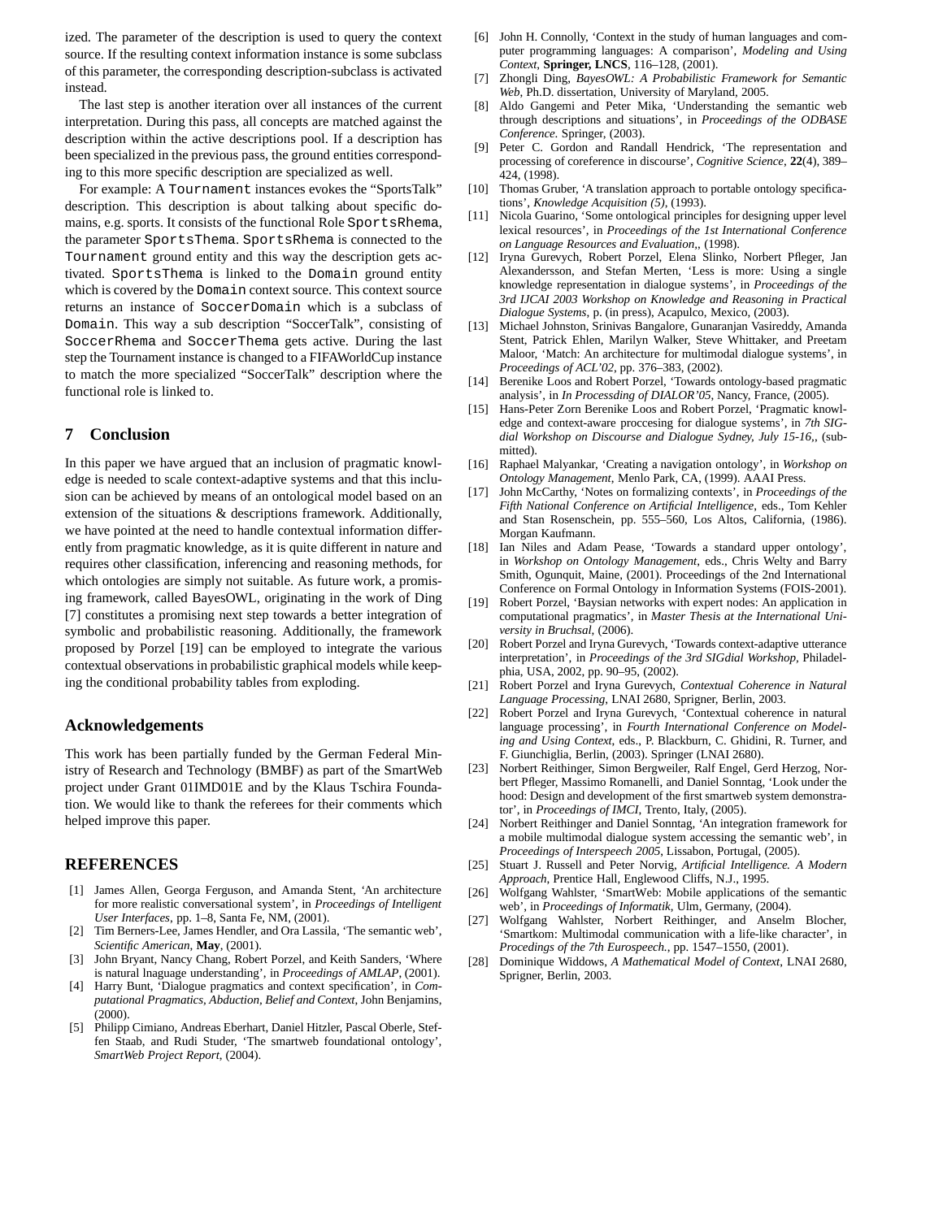ized. The parameter of the description is used to query the context source. If the resulting context information instance is some subclass of this parameter, the corresponding description-subclass is activated instead.

The last step is another iteration over all instances of the current interpretation. During this pass, all concepts are matched against the description within the active descriptions pool. If a description has been specialized in the previous pass, the ground entities corresponding to this more specific description are specialized as well.

For example: A `Tournament` instances evokes the “SportsTalk” description. This description is about talking about specific domains, e.g. sports. It consists of the functional Role `SportsRhema`, the parameter `SportsThema`. `SportsRhema` is connected to the `Tournament` ground entity and this way the description gets activated. `SportsThema` is linked to the `Domain` ground entity which is covered by the `Domain` context source. This context source returns an instance of `SoccerDomain` which is a subclass of `Domain`. This way a sub description “SoccerTalk”, consisting of `SoccerRhema` and `SoccerThema` gets active. During the last step the Tournament instance is changed to a FIFAWorldCup instance to match the more specialized “SoccerTalk” description where the functional role is linked to.

## 7 Conclusion

In this paper we have argued that an inclusion of pragmatic knowledge is needed to scale context-adaptive systems and that this inclusion can be achieved by means of an ontological model based on an extension of the situations & descriptions framework. Additionally, we have pointed at the need to handle contextual information differently from pragmatic knowledge, as it is quite different in nature and requires other classification, inferencing and reasoning methods, for which ontologies are simply not suitable. As future work, a promising framework, called BayesOWL, originating in the work of Ding [7] constitutes a promising next step towards a better integration of symbolic and probabilistic reasoning. Additionally, the framework proposed by Porzel [19] can be employed to integrate the various contextual observations in probabilistic graphical models while keeping the conditional probability tables from exploding.

## Acknowledgements

This work has been partially funded by the German Federal Ministry of Research and Technology (BMBF) as part of the SmartWeb project under Grant 01IMD01E and by the Klaus Tschira Foundation. We would like to thank the referees for their comments which helped improve this paper.

## REFERENCES

[1] James Allen, Georga Ferguson, and Amanda Stent, ‘An architecture for more realistic conversational system’, in *Proceedings of Intelligent User Interfaces*, pp. 1–8, Santa Fe, NM, (2001).

[2] Tim Berners-Lee, James Hendler, and Ora Lassila, ‘The semantic web’, *Scientific American*, **May**, (2001).

[3] John Bryant, Nancy Chang, Robert Porzel, and Keith Sanders, ‘Where is natural lnaguage understanding’, in *Proceedings of AMLAP*, (2001).

[4] Harry Bunt, ‘Dialogue pragmatics and context specification’, in *Computational Pragmatics, Abduction, Belief and Context*, John Benjamins, (2000).

[5] Philipp Cimiano, Andreas Eberhart, Daniel Hitzler, Pascal Oberle, Steffen Staab, and Rudi Studer, ‘The smartweb foundational ontology’, *SmartWeb Project Report*, (2004).

[6] John H. Connolly, ‘Context in the study of human languages and computer programming languages: A comparison’, *Modeling and Using Context*, **Springer, LNCS**, 116–128, (2001).

[7] Zhongli Ding, *BayesOWL: A Probabilistic Framework for Semantic Web*, Ph.D. dissertation, University of Maryland, 2005.

[8] Aldo Gangemi and Peter Mika, ‘Understanding the semantic web through descriptions and situations’, in *Proceedings of the ODBASE Conference*. Springer, (2003).

[9] Peter C. Gordon and Randall Hendrick, ‘The representation and processing of coreference in discourse’, *Cognitive Science*, **22**(4), 389–424, (1998).

[10] Thomas Gruber, ‘A translation approach to portable ontology specifications’, *Knowledge Acquisition (5)*, (1993).

[11] Nicola Guarino, ‘Some ontological principles for designing upper level lexical resources’, in *Proceedings of the 1st International Conference on Language Resources and Evaluation*,, (1998).

[12] Iryna Gurevych, Robert Porzel, Elena Slinko, Norbert Pfleger, Jan Alexandersson, and Stefan Merten, ‘Less is more: Using a single knowledge representation in dialogue systems’, in *Proceedings of the 3rd IJCAI 2003 Workshop on Knowledge and Reasoning in Practical Dialogue Systems*, p. (in press), Acapulco, Mexico, (2003).

[13] Michael Johnston, Srinivas Bangalore, Gunaranjan Vasireddy, Amanda Stent, Patrick Ehlen, Marilyn Walker, Steve Whittaker, and Preetam Maloor, ‘Match: An architecture for multimodal dialogue systems’, in *Proceedings of ACL’02*, pp. 376–383, (2002).

[14] Berenike Loos and Robert Porzel, ‘Towards ontology-based pragmatic analysis’, in *In Processding of DIALOR’05*, Nancy, France, (2005).

[15] Hans-Peter Zorn Berenike Loos and Robert Porzel, ‘Pragmatic knowledge and context-aware proccesing for dialogue systems’, in *7th SIGdial Workshop on Discourse and Dialogue Sydney, July 15-16*,, (submitted).

[16] Raphael Malyankar, ‘Creating a navigation ontology’, in *Workshop on Ontology Management*, Menlo Park, CA, (1999). AAAI Press.

[17] John McCarthy, ‘Notes on formalizing contexts’, in *Proceedings of the Fifth National Conference on Artificial Intelligence*, eds., Tom Kehler and Stan Rosenschein, pp. 555–560, Los Altos, California, (1986). Morgan Kaufmann.

[18] Ian Niles and Adam Pease, ‘Towards a standard upper ontology’, in *Workshop on Ontology Management*, eds., Chris Welty and Barry Smith, Ogunquit, Maine, (2001). Proceedings of the 2nd International Conference on Formal Ontology in Information Systems (FOIS-2001).

[19] Robert Porzel, ‘Baysian networks with expert nodes: An application in computational pragmatics’, in *Master Thesis at the International University in Bruchsal*, (2006).

[20] Robert Porzel and Iryna Gurevych, ‘Towards context-adaptive utterance interpretation’, in *Proceedings of the 3rd SIGdial Workshop*, Philadelphia, USA, 2002, pp. 90–95, (2002).

[21] Robert Porzel and Iryna Gurevych, *Contextual Coherence in Natural Language Processing*, LNAI 2680, Sprigner, Berlin, 2003.

[22] Robert Porzel and Iryna Gurevych, ‘Contextual coherence in natural language processing’, in *Fourth International Conference on Modeling and Using Context*, eds., P. Blackburn, C. Ghidini, R. Turner, and F. Giunchiglia, Berlin, (2003). Springer (LNAI 2680).

[23] Norbert Reithinger, Simon Bergweiler, Ralf Engel, Gerd Herzog, Norbert Pfleger, Massimo Romanelli, and Daniel Sonntag, ‘Look under the hood: Design and development of the first smartweb system demonstrator’, in *Proceedings of IMCI*, Trento, Italy, (2005).

[24] Norbert Reithinger and Daniel Sonntag, ‘An integration framework for a mobile multimodal dialogue system accessing the semantic web’, in *Proceedings of Interspeech 2005*, Lissabon, Portugal, (2005).

[25] Stuart J. Russell and Peter Norvig, *Artificial Intelligence. A Modern Approach*, Prentice Hall, Englewood Cliffs, N.J., 1995.

[26] Wolfgang Wahlster, ‘SmartWeb: Mobile applications of the semantic web’, in *Proceedings of Informatik*, Ulm, Germany, (2004).

[27] Wolfgang Wahlster, Norbert Reithinger, and Anselm Blocher, ‘Smartkom: Multimodal communication with a life-like character’, in *Procedings of the 7th Eurospeech.*, pp. 1547–1550, (2001).

[28] Dominique Widdows, *A Mathematical Model of Context*, LNAI 2680, Sprigner, Berlin, 2003.